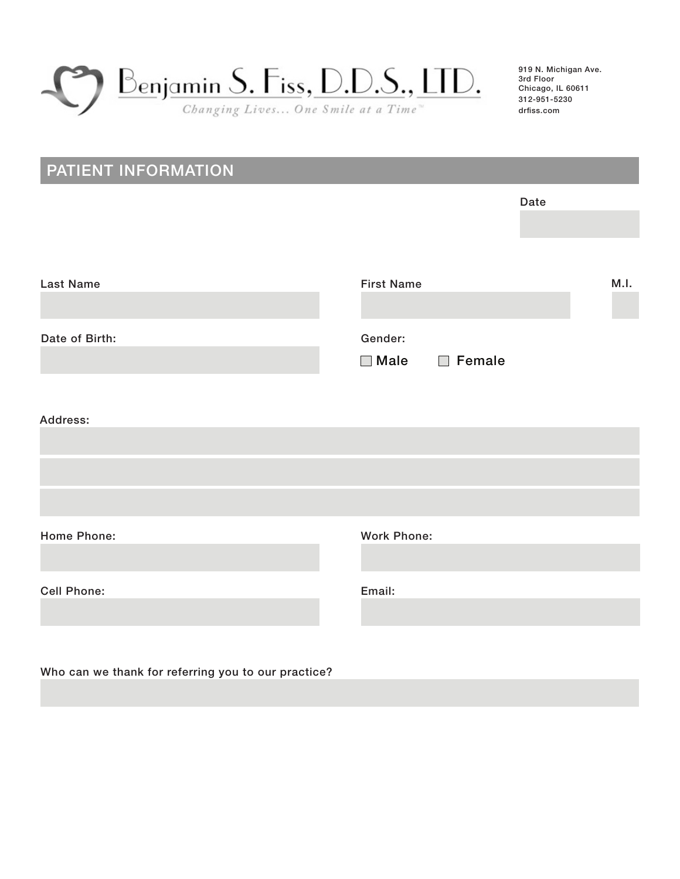# Benjamin S. Fiss, D.D.S., LTD.

*Changing Lives... One Smile at a Time™*

919 N. Michigan Ave.
3rd Floor
Chicago, IL 60611
312-951-5230
drfiss.com

## PATIENT INFORMATION

Date

Last Name

First Name

M.I.

Date of Birth:

Gender:

☐ Male ☐ Female

Address:

Home Phone:

Work Phone:

Cell Phone:

Email:

Who can we thank for referring you to our practice?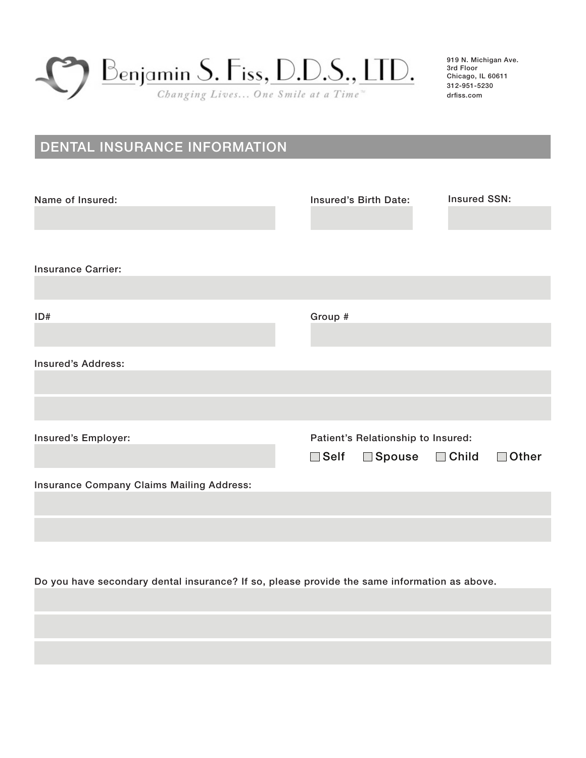Benjamin S. Fiss, D.D.S., LTD.

*Changing Lives... One Smile at a Time™*

919 N. Michigan Ave.
3rd Floor
Chicago, IL 60611
312-951-5230
drfiss.com

## DENTAL INSURANCE INFORMATION

Name of Insured: ____________________

Insured's Birth Date: ____________________

Insured SSN: ____________________

Insurance Carrier: ____________________

ID# ____________________

Group # ____________________

Insured's Address: ____________________

____________________

Insured's Employer: ____________________

Patient's Relationship to Insured:

☐ Self ☐ Spouse ☐ Child ☐ Other

Insurance Company Claims Mailing Address: ____________________

____________________

Do you have secondary dental insurance? If so, please provide the same information as above.

____________________

____________________

____________________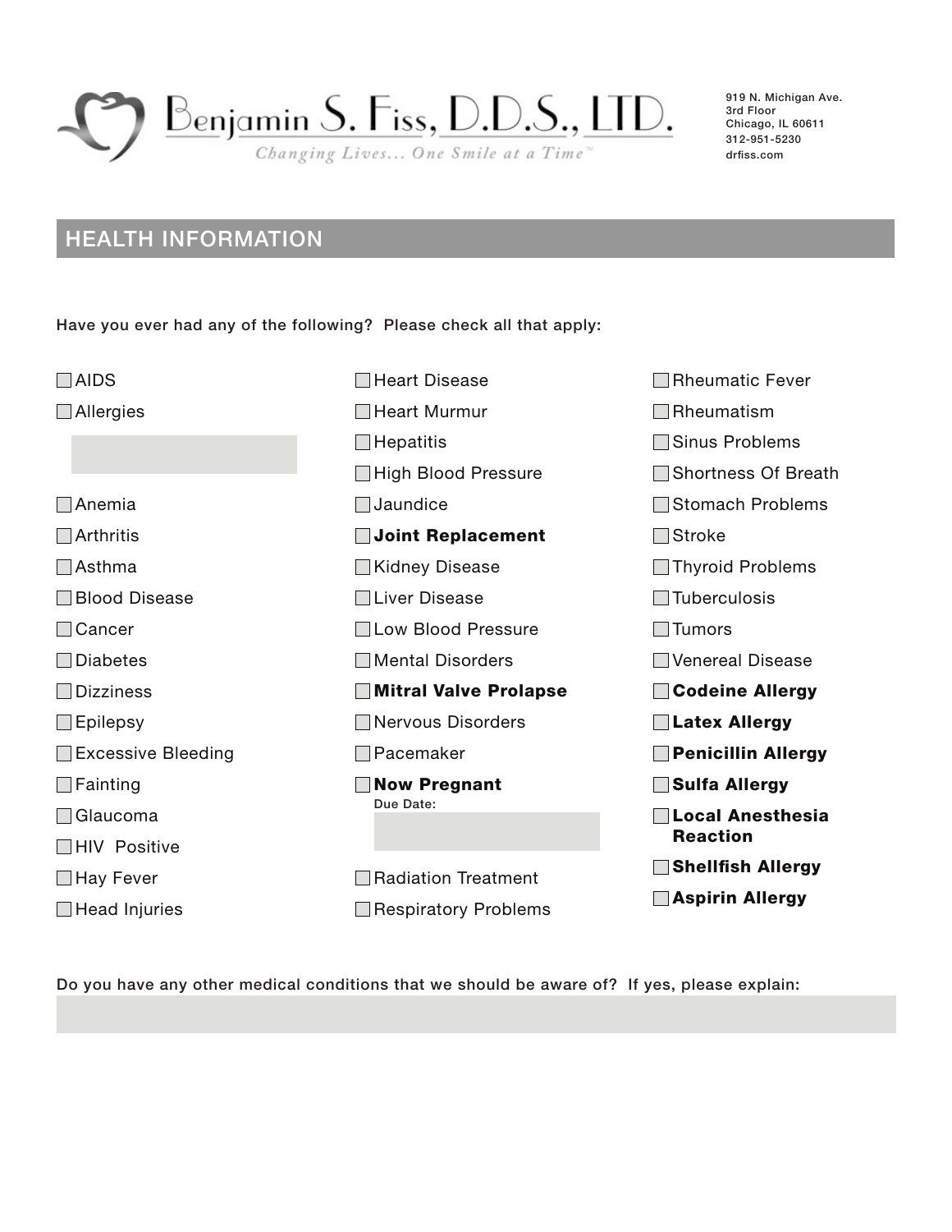Benjamin S. Fiss, D.D.S., LTD.

*Changing Lives... One Smile at a Time™*

919 N. Michigan Ave.
3rd Floor
Chicago, IL 60611
312-951-5230
drfiss.com

## HEALTH INFORMATION

Have you ever had any of the following? Please check all that apply:

- [ ] AIDS
- [ ] Allergies

  ____________________
- [ ] Anemia
- [ ] Arthritis
- [ ] Asthma
- [ ] Blood Disease
- [ ] Cancer
- [ ] Diabetes
- [ ] Dizziness
- [ ] Epilepsy
- [ ] Excessive Bleeding
- [ ] Fainting
- [ ] Glaucoma
- [ ] HIV Positive
- [ ] Hay Fever
- [ ] Head Injuries
- [ ] Heart Disease
- [ ] Heart Murmur
- [ ] Hepatitis
- [ ] High Blood Pressure
- [ ] Jaundice
- [ ] **Joint Replacement**
- [ ] Kidney Disease
- [ ] Liver Disease
- [ ] Low Blood Pressure
- [ ] Mental Disorders
- [ ] **Mitral Valve Prolapse**
- [ ] Nervous Disorders
- [ ] Pacemaker
- [ ] **Now Pregnant**

  Due Date: ____________________
- [ ] Radiation Treatment
- [ ] Respiratory Problems
- [ ] Rheumatic Fever
- [ ] Rheumatism
- [ ] Sinus Problems
- [ ] Shortness Of Breath
- [ ] Stomach Problems
- [ ] Stroke
- [ ] Thyroid Problems
- [ ] Tuberculosis
- [ ] Tumors
- [ ] Venereal Disease
- [ ] **Codeine Allergy**
- [ ] **Latex Allergy**
- [ ] **Penicillin Allergy**
- [ ] **Sulfa Allergy**
- [ ] **Local Anesthesia Reaction**
- [ ] **Shellfish Allergy**
- [ ] **Aspirin Allergy**

Do you have any other medical conditions that we should be aware of? If yes, please explain:

____________________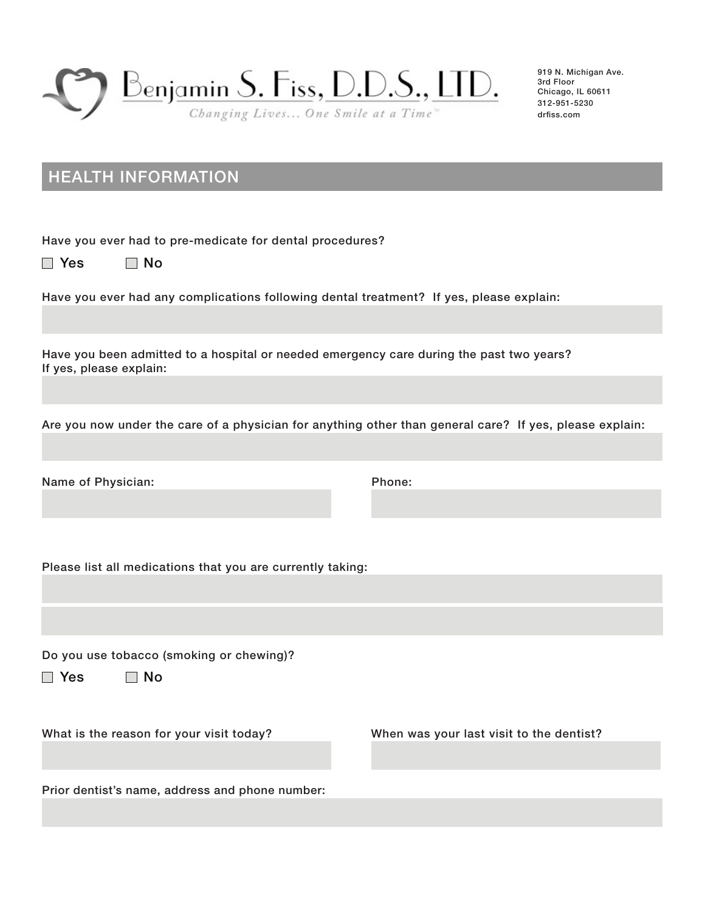Benjamin S. Fiss, D.D.S., LTD.

*Changing Lives... One Smile at a Time™*

919 N. Michigan Ave.
3rd Floor
Chicago, IL 60611
312-951-5230
drfiss.com

## HEALTH INFORMATION

Have you ever had to pre-medicate for dental procedures?

☐ Yes ☐ No

Have you ever had any complications following dental treatment? If yes, please explain:

Have you been admitted to a hospital or needed emergency care during the past two years?
If yes, please explain:

Are you now under the care of a physician for anything other than general care? If yes, please explain:

Name of Physician:

Phone:

Please list all medications that you are currently taking:

Do you use tobacco (smoking or chewing)?

☐ Yes ☐ No

What is the reason for your visit today?

When was your last visit to the dentist?

Prior dentist's name, address and phone number: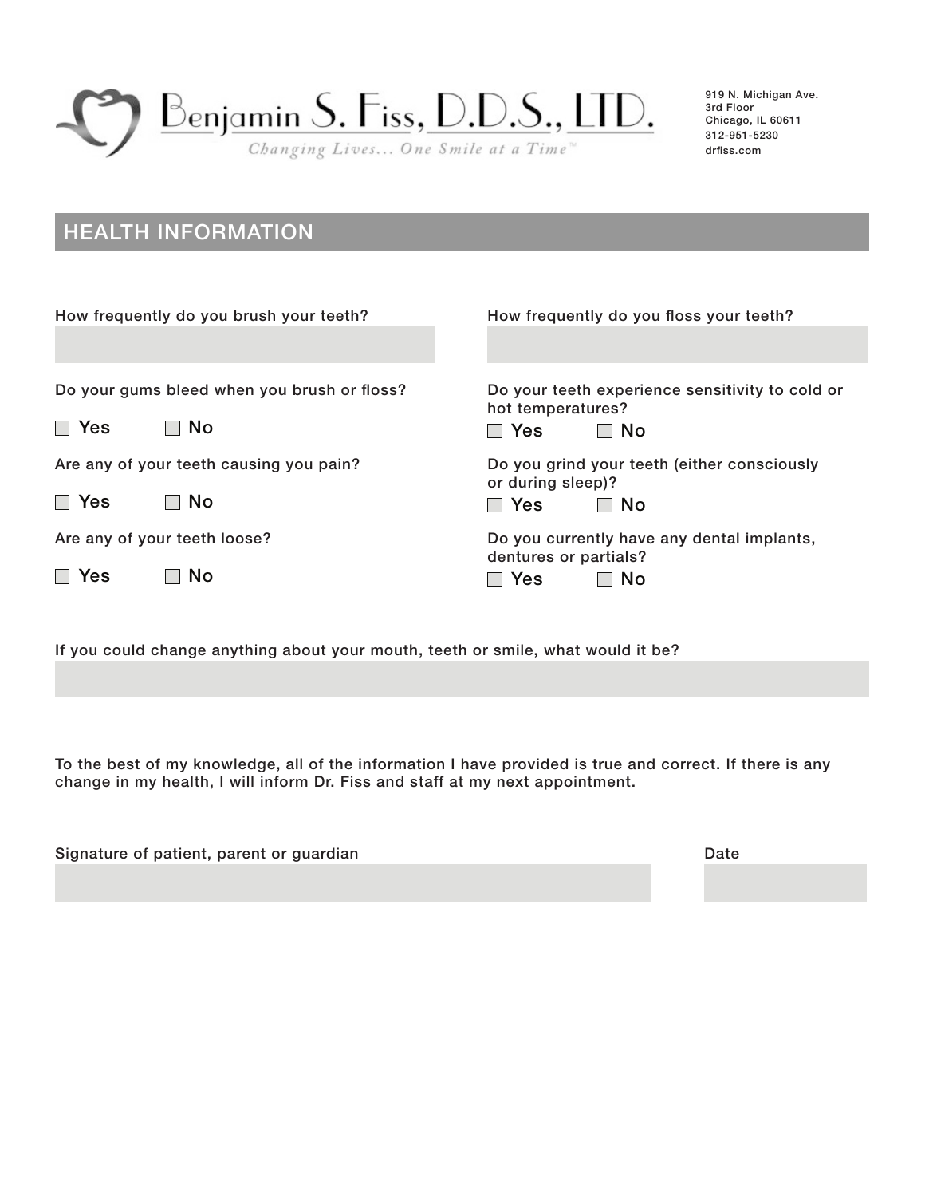Benjamin S. Fiss, D.D.S., LTD.

*Changing Lives... One Smile at a Time™*

919 N. Michigan Ave.
3rd Floor
Chicago, IL 60611
312-951-5230
drfiss.com

## HEALTH INFORMATION

How frequently do you brush your teeth?

How frequently do you floss your teeth?

Do your gums bleed when you brush or floss?

☐ Yes ☐ No

Are any of your teeth causing you pain?

☐ Yes ☐ No

Are any of your teeth loose?

☐ Yes ☐ No

Do your teeth experience sensitivity to cold or hot temperatures?

☐ Yes ☐ No

Do you grind your teeth (either consciously or during sleep)?

☐ Yes ☐ No

Do you currently have any dental implants, dentures or partials?

☐ Yes ☐ No

If you could change anything about your mouth, teeth or smile, what would it be?

To the best of my knowledge, all of the information I have provided is true and correct. If there is any change in my health, I will inform Dr. Fiss and staff at my next appointment.

Signature of patient, parent or guardian

Date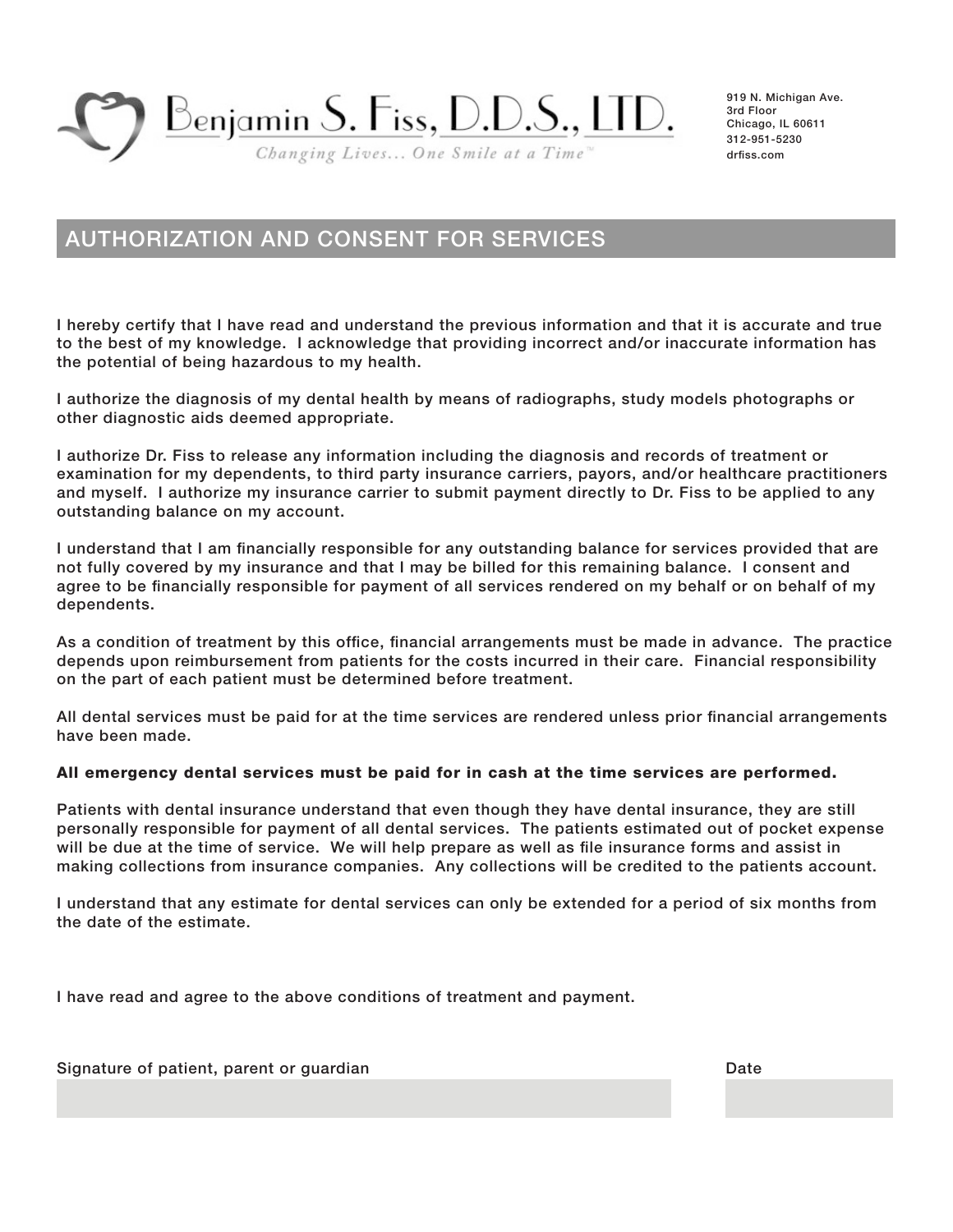Benjamin S. Fiss, D.D.S., LTD.

*Changing Lives... One Smile at a Time™*

919 N. Michigan Ave.
3rd Floor
Chicago, IL 60611
312-951-5230
drfiss.com

## AUTHORIZATION AND CONSENT FOR SERVICES

I hereby certify that I have read and understand the previous information and that it is accurate and true to the best of my knowledge. I acknowledge that providing incorrect and/or inaccurate information has the potential of being hazardous to my health.

I authorize the diagnosis of my dental health by means of radiographs, study models photographs or other diagnostic aids deemed appropriate.

I authorize Dr. Fiss to release any information including the diagnosis and records of treatment or examination for my dependents, to third party insurance carriers, payors, and/or healthcare practitioners and myself. I authorize my insurance carrier to submit payment directly to Dr. Fiss to be applied to any outstanding balance on my account.

I understand that I am financially responsible for any outstanding balance for services provided that are not fully covered by my insurance and that I may be billed for this remaining balance. I consent and agree to be financially responsible for payment of all services rendered on my behalf or on behalf of my dependents.

As a condition of treatment by this office, financial arrangements must be made in advance. The practice depends upon reimbursement from patients for the costs incurred in their care. Financial responsibility on the part of each patient must be determined before treatment.

All dental services must be paid for at the time services are rendered unless prior financial arrangements have been made.

**All emergency dental services must be paid for in cash at the time services are performed.**

Patients with dental insurance understand that even though they have dental insurance, they are still personally responsible for payment of all dental services. The patients estimated out of pocket expense will be due at the time of service. We will help prepare as well as file insurance forms and assist in making collections from insurance companies. Any collections will be credited to the patients account.

I understand that any estimate for dental services can only be extended for a period of six months from the date of the estimate.

I have read and agree to the above conditions of treatment and payment.

Signature of patient, parent or guardian

Date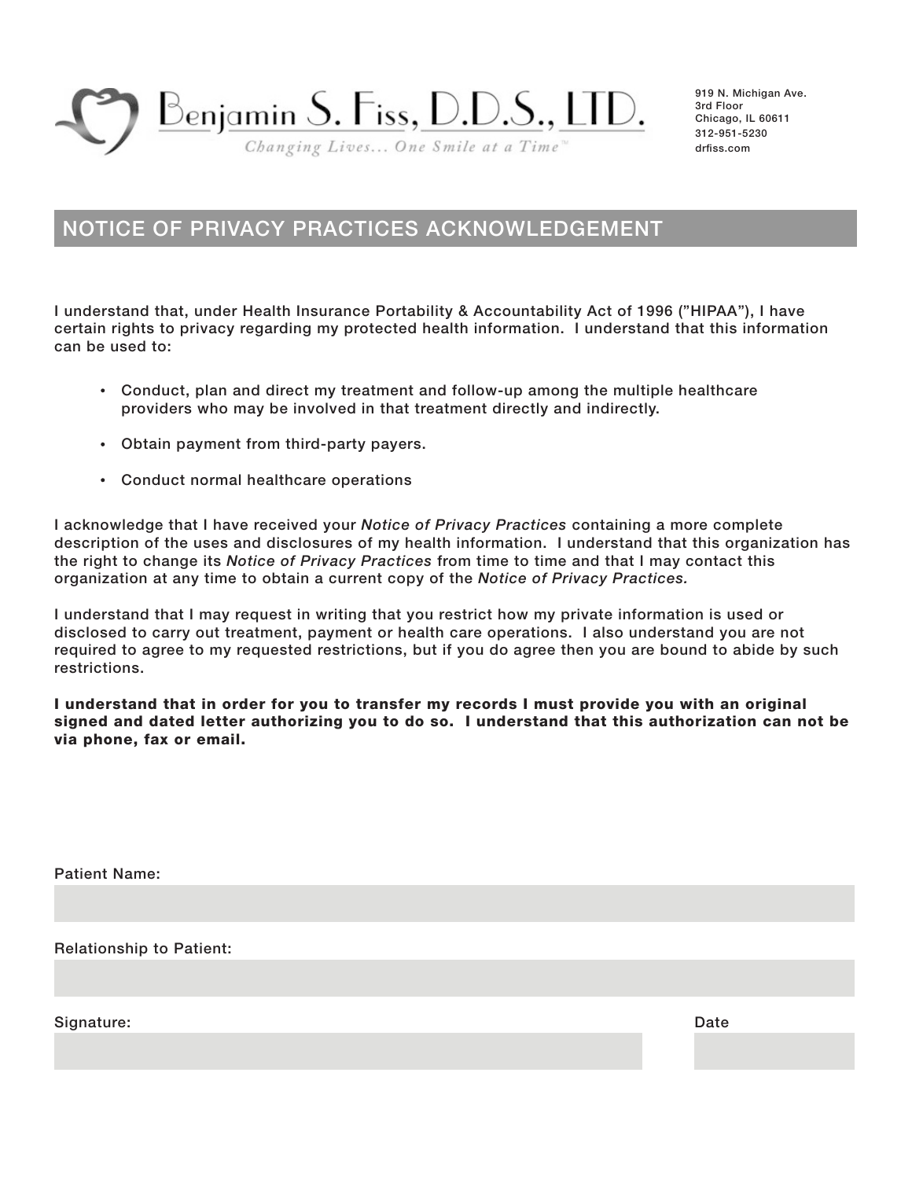Benjamin S. Fiss, D.D.S., LTD.

*Changing Lives... One Smile at a Time™*

919 N. Michigan Ave.
3rd Floor
Chicago, IL 60611
312-951-5230
drfiss.com

## NOTICE OF PRIVACY PRACTICES ACKNOWLEDGEMENT

I understand that, under Health Insurance Portability & Accountability Act of 1996 ("HIPAA"), I have certain rights to privacy regarding my protected health information. I understand that this information can be used to:

- Conduct, plan and direct my treatment and follow-up among the multiple healthcare providers who may be involved in that treatment directly and indirectly.
- Obtain payment from third-party payers.
- Conduct normal healthcare operations

I acknowledge that I have received your *Notice of Privacy Practices* containing a more complete description of the uses and disclosures of my health information. I understand that this organization has the right to change its *Notice of Privacy Practices* from time to time and that I may contact this organization at any time to obtain a current copy of the *Notice of Privacy Practices.*

I understand that I may request in writing that you restrict how my private information is used or disclosed to carry out treatment, payment or health care operations. I also understand you are not required to agree to my requested restrictions, but if you do agree then you are bound to abide by such restrictions.

**I understand that in order for you to transfer my records I must provide you with an original signed and dated letter authorizing you to do so. I understand that this authorization can not be via phone, fax or email.**

Patient Name:

Relationship to Patient:

Signature: Date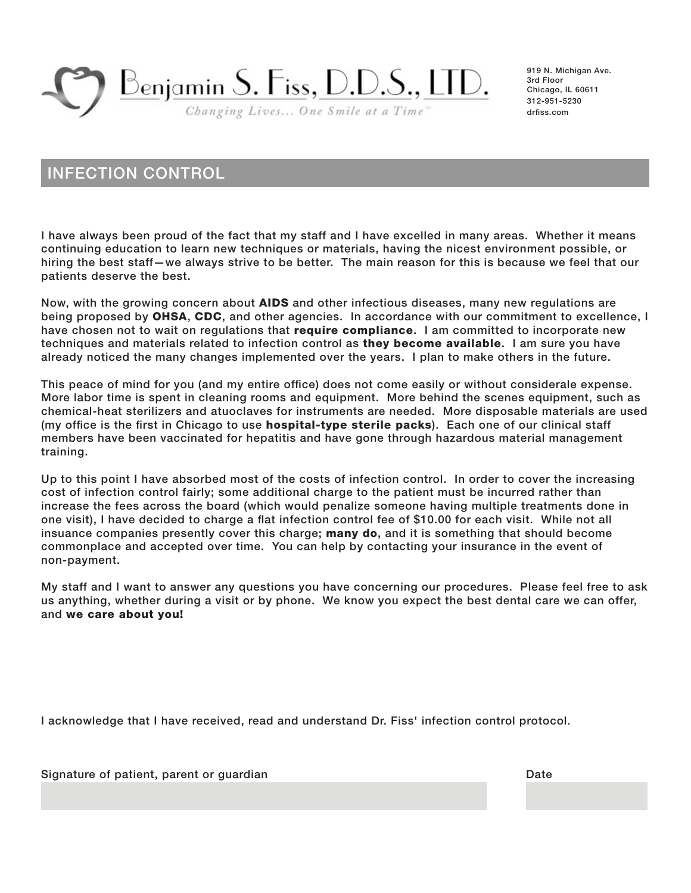Benjamin S. Fiss, D.D.S., LTD.

*Changing Lives... One Smile at a Time™*

919 N. Michigan Ave.
3rd Floor
Chicago, IL 60611
312-951-5230
drfiss.com

## INFECTION CONTROL

I have always been proud of the fact that my staff and I have excelled in many areas. Whether it means continuing education to learn new techniques or materials, having the nicest environment possible, or hiring the best staff—we always strive to be better. The main reason for this is because we feel that our patients deserve the best.

Now, with the growing concern about **AIDS** and other infectious diseases, many new regulations are being proposed by **OHSA**, **CDC**, and other agencies. In accordance with our commitment to excellence, I have chosen not to wait on regulations that **require compliance**. I am committed to incorporate new techniques and materials related to infection control as **they become available**. I am sure you have already noticed the many changes implemented over the years. I plan to make others in the future.

This peace of mind for you (and my entire office) does not come easily or without considerale expense. More labor time is spent in cleaning rooms and equipment. More behind the scenes equipment, such as chemical-heat sterilizers and atuoclaves for instruments are needed. More disposable materials are used (my office is the first in Chicago to use **hospital-type sterile packs**). Each one of our clinical staff members have been vaccinated for hepatitis and have gone through hazardous material management training.

Up to this point I have absorbed most of the costs of infection control. In order to cover the increasing cost of infection control fairly; some additional charge to the patient must be incurred rather than increase the fees across the board (which would penalize someone having multiple treatments done in one visit), I have decided to charge a flat infection control fee of $10.00 for each visit. While not all insuance companies presently cover this charge; **many do**, and it is something that should become commonplace and accepted over time. You can help by contacting your insurance in the event of non-payment.

My staff and I want to answer any questions you have concerning our procedures. Please feel free to ask us anything, whether during a visit or by phone. We know you expect the best dental care we can offer, and **we care about you!**

I acknowledge that I have received, read and understand Dr. Fiss' infection control protocol.

Signature of patient, parent or guardian

Date